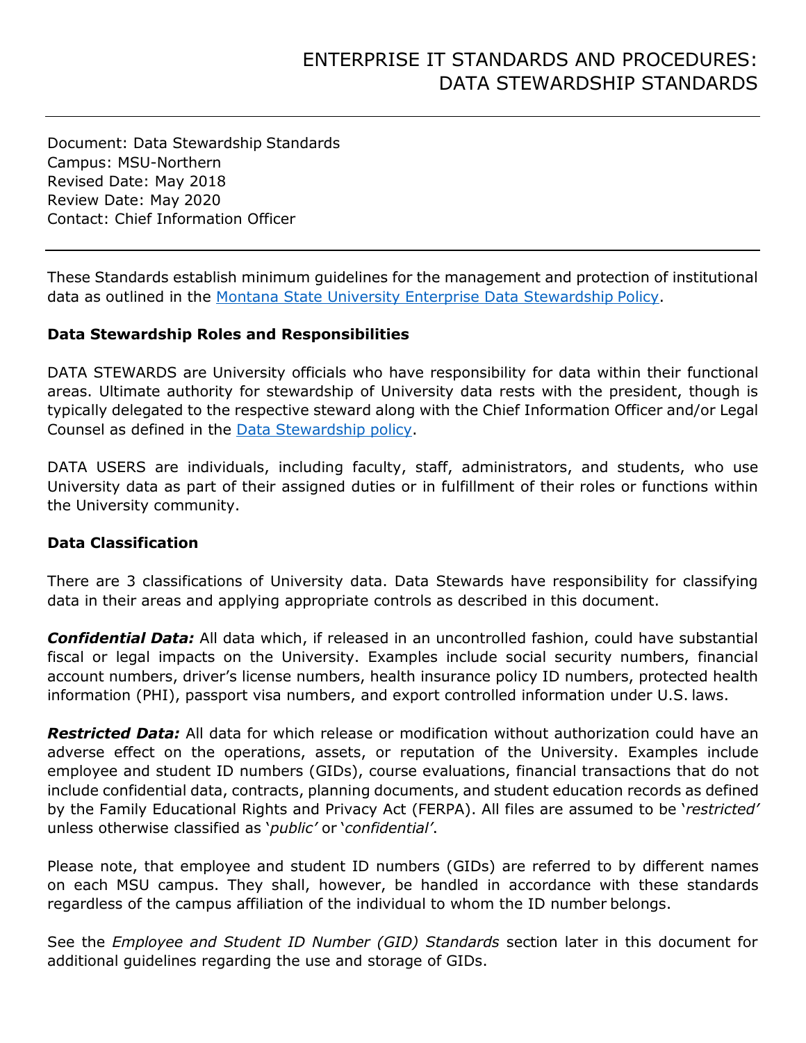# ENTERPRISE IT STANDARDS AND PROCEDURES: DATA STEWARDSHIP STANDARDS

---

Document: Data Stewardship Standards
Campus: MSU-Northern
Revised Date: May 2018
Review Date: May 2020
Contact: Chief Information Officer

---

These Standards establish minimum guidelines for the management and protection of institutional data as outlined in the Montana State University Enterprise Data Stewardship Policy.

**Data Stewardship Roles and Responsibilities**

DATA STEWARDS are University officials who have responsibility for data within their functional areas. Ultimate authority for stewardship of University data rests with the president, though is typically delegated to the respective steward along with the Chief Information Officer and/or Legal Counsel as defined in the Data Stewardship policy.

DATA USERS are individuals, including faculty, staff, administrators, and students, who use University data as part of their assigned duties or in fulfillment of their roles or functions within the University community.

**Data Classification**

There are 3 classifications of University data. Data Stewards have responsibility for classifying data in their areas and applying appropriate controls as described in this document.

***Confidential Data:*** All data which, if released in an uncontrolled fashion, could have substantial fiscal or legal impacts on the University. Examples include social security numbers, financial account numbers, driver's license numbers, health insurance policy ID numbers, protected health information (PHI), passport visa numbers, and export controlled information under U.S. laws.

***Restricted Data:*** All data for which release or modification without authorization could have an adverse effect on the operations, assets, or reputation of the University. Examples include employee and student ID numbers (GIDs), course evaluations, financial transactions that do not include confidential data, contracts, planning documents, and student education records as defined by the Family Educational Rights and Privacy Act (FERPA). All files are assumed to be '*restricted*' unless otherwise classified as '*public*' or '*confidential*'.

Please note, that employee and student ID numbers (GIDs) are referred to by different names on each MSU campus. They shall, however, be handled in accordance with these standards regardless of the campus affiliation of the individual to whom the ID number belongs.

See the *Employee and Student ID Number (GID) Standards* section later in this document for additional guidelines regarding the use and storage of GIDs.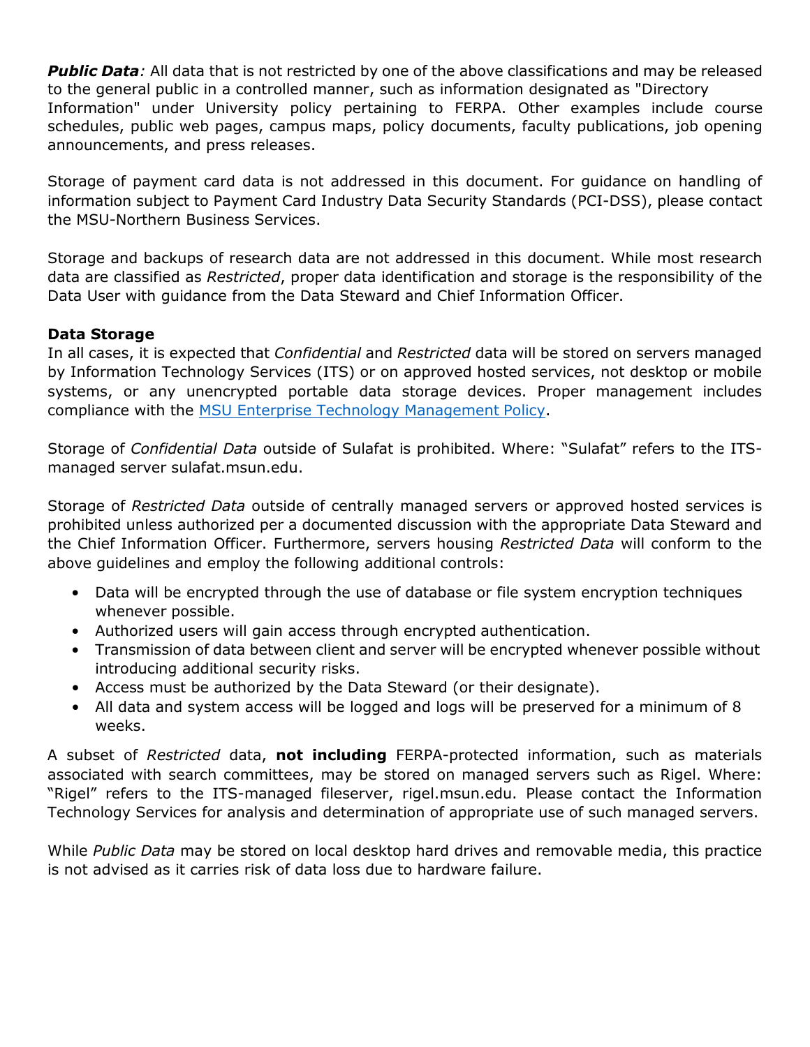***Public Data**:* All data that is not restricted by one of the above classifications and may be released to the general public in a controlled manner, such as information designated as "Directory Information" under University policy pertaining to FERPA. Other examples include course schedules, public web pages, campus maps, policy documents, faculty publications, job opening announcements, and press releases.

Storage of payment card data is not addressed in this document. For guidance on handling of information subject to Payment Card Industry Data Security Standards (PCI-DSS), please contact the MSU-Northern Business Services.

Storage and backups of research data are not addressed in this document. While most research data are classified as *Restricted*, proper data identification and storage is the responsibility of the Data User with guidance from the Data Steward and Chief Information Officer.

**Data Storage**

In all cases, it is expected that *Confidential* and *Restricted* data will be stored on servers managed by Information Technology Services (ITS) or on approved hosted services, not desktop or mobile systems, or any unencrypted portable data storage devices. Proper management includes compliance with the MSU Enterprise Technology Management Policy.

Storage of *Confidential Data* outside of Sulafat is prohibited. Where: "Sulafat" refers to the ITS-managed server sulafat.msun.edu.

Storage of *Restricted Data* outside of centrally managed servers or approved hosted services is prohibited unless authorized per a documented discussion with the appropriate Data Steward and the Chief Information Officer. Furthermore, servers housing *Restricted Data* will conform to the above guidelines and employ the following additional controls:

- Data will be encrypted through the use of database or file system encryption techniques whenever possible.
- Authorized users will gain access through encrypted authentication.
- Transmission of data between client and server will be encrypted whenever possible without introducing additional security risks.
- Access must be authorized by the Data Steward (or their designate).
- All data and system access will be logged and logs will be preserved for a minimum of 8 weeks.

A subset of *Restricted* data, **not including** FERPA-protected information, such as materials associated with search committees, may be stored on managed servers such as Rigel. Where: "Rigel" refers to the ITS-managed fileserver, rigel.msun.edu. Please contact the Information Technology Services for analysis and determination of appropriate use of such managed servers.

While *Public Data* may be stored on local desktop hard drives and removable media, this practice is not advised as it carries risk of data loss due to hardware failure.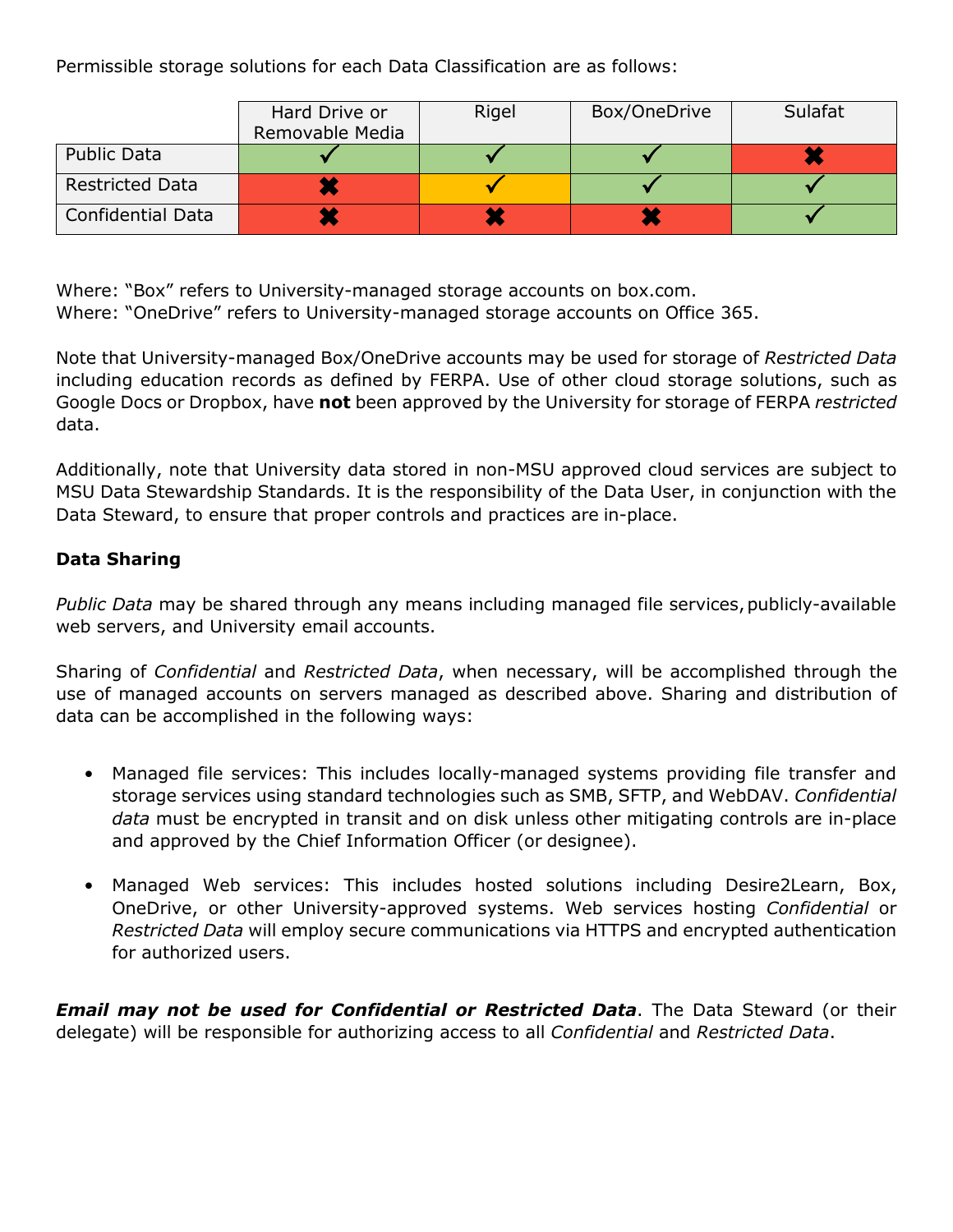Permissible storage solutions for each Data Classification are as follows:

| | Hard Drive or Removable Media | Rigel | Box/OneDrive | Sulafat |
|---|---|---|---|---|
| Public Data | ✓ | ✓ | ✓ | ✖ |
| Restricted Data | ✖ | ✓ | ✓ | ✓ |
| Confidential Data | ✖ | ✖ | ✖ | ✓ |

Where: "Box" refers to University-managed storage accounts on box.com.
Where: "OneDrive" refers to University-managed storage accounts on Office 365.

Note that University-managed Box/OneDrive accounts may be used for storage of *Restricted Data* including education records as defined by FERPA. Use of other cloud storage solutions, such as Google Docs or Dropbox, have **not** been approved by the University for storage of FERPA *restricted* data.

Additionally, note that University data stored in non-MSU approved cloud services are subject to MSU Data Stewardship Standards. It is the responsibility of the Data User, in conjunction with the Data Steward, to ensure that proper controls and practices are in-place.

**Data Sharing**

*Public Data* may be shared through any means including managed file services, publicly-available web servers, and University email accounts.

Sharing of *Confidential* and *Restricted Data*, when necessary, will be accomplished through the use of managed accounts on servers managed as described above. Sharing and distribution of data can be accomplished in the following ways:

- Managed file services: This includes locally-managed systems providing file transfer and storage services using standard technologies such as SMB, SFTP, and WebDAV. *Confidential data* must be encrypted in transit and on disk unless other mitigating controls are in-place and approved by the Chief Information Officer (or designee).

- Managed Web services: This includes hosted solutions including Desire2Learn, Box, OneDrive, or other University-approved systems. Web services hosting *Confidential* or *Restricted Data* will employ secure communications via HTTPS and encrypted authentication for authorized users.

***Email may not be used for Confidential or Restricted Data***. The Data Steward (or their delegate) will be responsible for authorizing access to all *Confidential* and *Restricted Data*.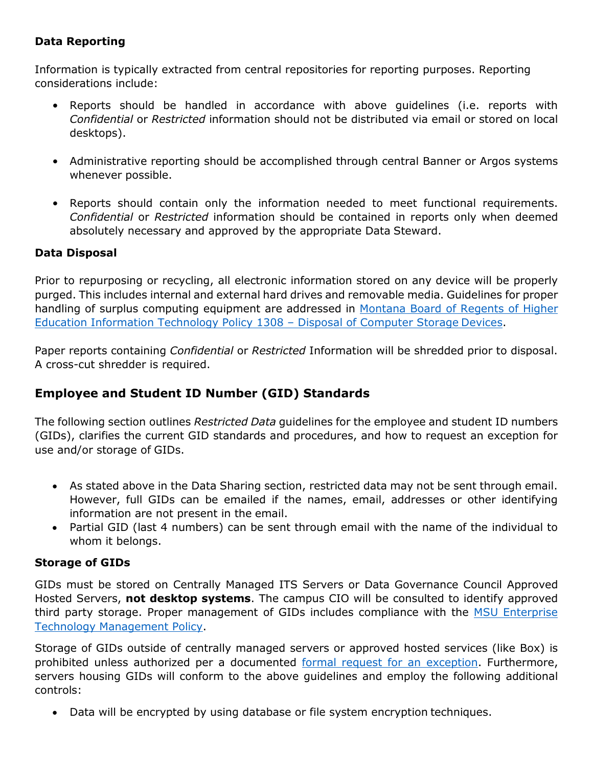### Data Reporting

Information is typically extracted from central repositories for reporting purposes. Reporting considerations include:

- Reports should be handled in accordance with above guidelines (i.e. reports with *Confidential* or *Restricted* information should not be distributed via email or stored on local desktops).

- Administrative reporting should be accomplished through central Banner or Argos systems whenever possible.

- Reports should contain only the information needed to meet functional requirements. *Confidential* or *Restricted* information should be contained in reports only when deemed absolutely necessary and approved by the appropriate Data Steward.

### Data Disposal

Prior to repurposing or recycling, all electronic information stored on any device will be properly purged. This includes internal and external hard drives and removable media. Guidelines for proper handling of surplus computing equipment are addressed in Montana Board of Regents of Higher Education Information Technology Policy 1308 – Disposal of Computer Storage Devices.

Paper reports containing *Confidential* or *Restricted* Information will be shredded prior to disposal. A cross-cut shredder is required.

## Employee and Student ID Number (GID) Standards

The following section outlines *Restricted Data* guidelines for the employee and student ID numbers (GIDs), clarifies the current GID standards and procedures, and how to request an exception for use and/or storage of GIDs.

- As stated above in the Data Sharing section, restricted data may not be sent through email. However, full GIDs can be emailed if the names, email, addresses or other identifying information are not present in the email.
- Partial GID (last 4 numbers) can be sent through email with the name of the individual to whom it belongs.

### Storage of GIDs

GIDs must be stored on Centrally Managed ITS Servers or Data Governance Council Approved Hosted Servers, **not desktop systems**. The campus CIO will be consulted to identify approved third party storage. Proper management of GIDs includes compliance with the MSU Enterprise Technology Management Policy.

Storage of GIDs outside of centrally managed servers or approved hosted services (like Box) is prohibited unless authorized per a documented formal request for an exception. Furthermore, servers housing GIDs will conform to the above guidelines and employ the following additional controls:

- Data will be encrypted by using database or file system encryption techniques.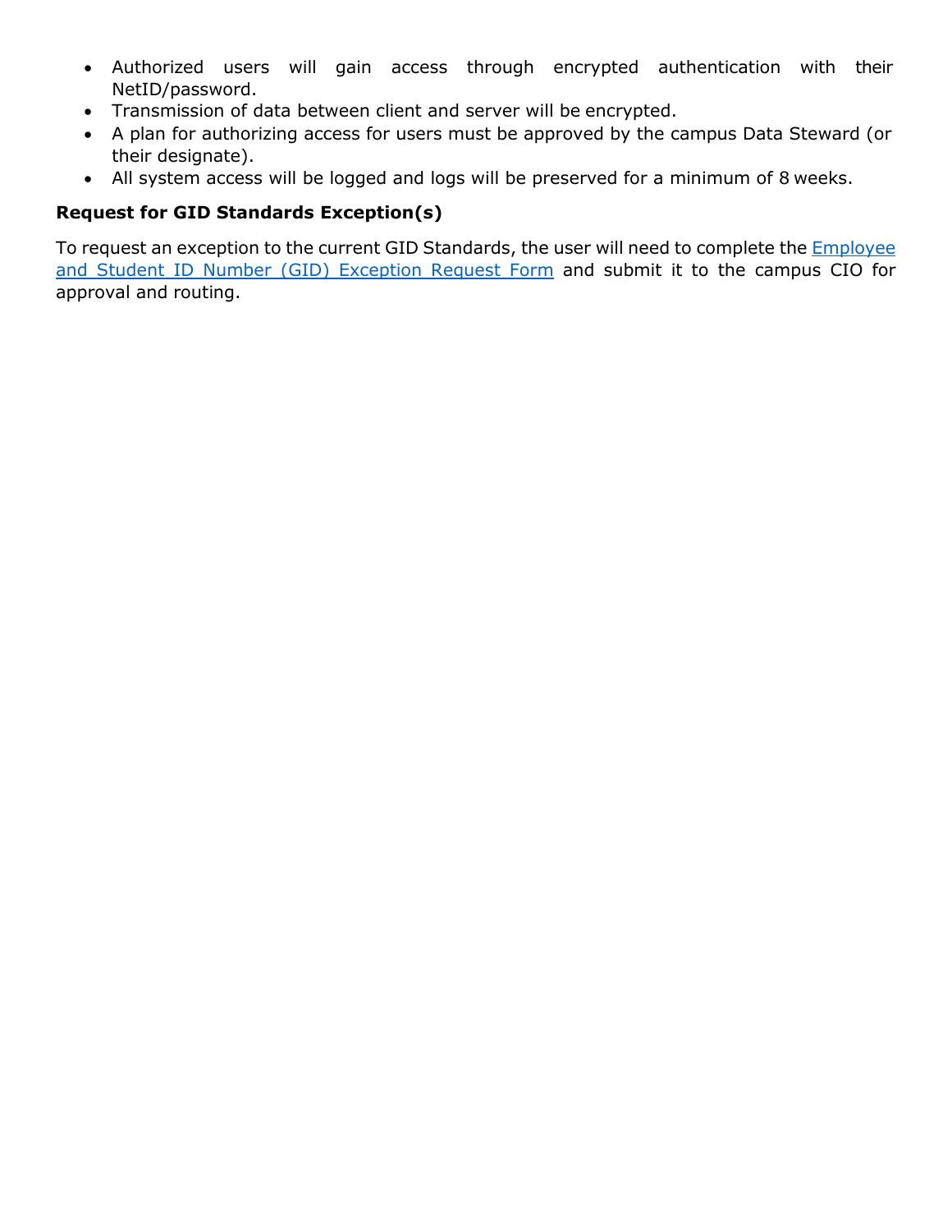- Authorized users will gain access through encrypted authentication with their NetID/password.
- Transmission of data between client and server will be encrypted.
- A plan for authorizing access for users must be approved by the campus Data Steward (or their designate).
- All system access will be logged and logs will be preserved for a minimum of 8 weeks.

**Request for GID Standards Exception(s)**

To request an exception to the current GID Standards, the user will need to complete the Employee and Student ID Number (GID) Exception Request Form and submit it to the campus CIO for approval and routing.